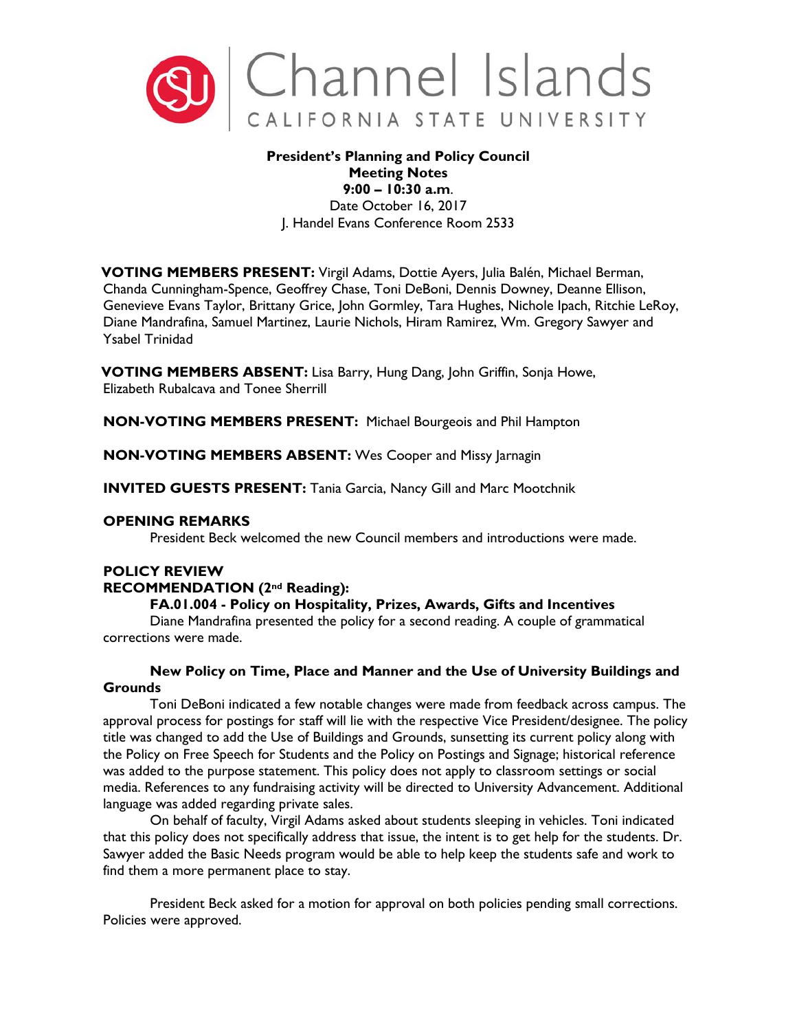Channel Islands
CALIFORNIA STATE UNIVERSITY

**President's Planning and Policy Council**
**Meeting Notes**
**9:00 – 10:30 a.m.**
Date October 16, 2017
J. Handel Evans Conference Room 2533

**VOTING MEMBERS PRESENT:** Virgil Adams, Dottie Ayers, Julia Balén, Michael Berman, Chanda Cunningham-Spence, Geoffrey Chase, Toni DeBoni, Dennis Downey, Deanne Ellison, Genevieve Evans Taylor, Brittany Grice, John Gormley, Tara Hughes, Nichole Ipach, Ritchie LeRoy, Diane Mandrafina, Samuel Martinez, Laurie Nichols, Hiram Ramirez, Wm. Gregory Sawyer and Ysabel Trinidad

**VOTING MEMBERS ABSENT:** Lisa Barry, Hung Dang, John Griffin, Sonja Howe, Elizabeth Rubalcava and Tonee Sherrill

**NON-VOTING MEMBERS PRESENT:** Michael Bourgeois and Phil Hampton

**NON-VOTING MEMBERS ABSENT:** Wes Cooper and Missy Jarnagin

**INVITED GUESTS PRESENT:** Tania Garcia, Nancy Gill and Marc Mootchnik

## OPENING REMARKS

President Beck welcomed the new Council members and introductions were made.

## POLICY REVIEW

### RECOMMENDATION (2nd Reading):

**FA.01.004 - Policy on Hospitality, Prizes, Awards, Gifts and Incentives**

Diane Mandrafina presented the policy for a second reading. A couple of grammatical corrections were made.

**New Policy on Time, Place and Manner and the Use of University Buildings and Grounds**

Toni DeBoni indicated a few notable changes were made from feedback across campus. The approval process for postings for staff will lie with the respective Vice President/designee. The policy title was changed to add the Use of Buildings and Grounds, sunsetting its current policy along with the Policy on Free Speech for Students and the Policy on Postings and Signage; historical reference was added to the purpose statement. This policy does not apply to classroom settings or social media. References to any fundraising activity will be directed to University Advancement. Additional language was added regarding private sales.

On behalf of faculty, Virgil Adams asked about students sleeping in vehicles. Toni indicated that this policy does not specifically address that issue, the intent is to get help for the students. Dr. Sawyer added the Basic Needs program would be able to help keep the students safe and work to find them a more permanent place to stay.

President Beck asked for a motion for approval on both policies pending small corrections. Policies were approved.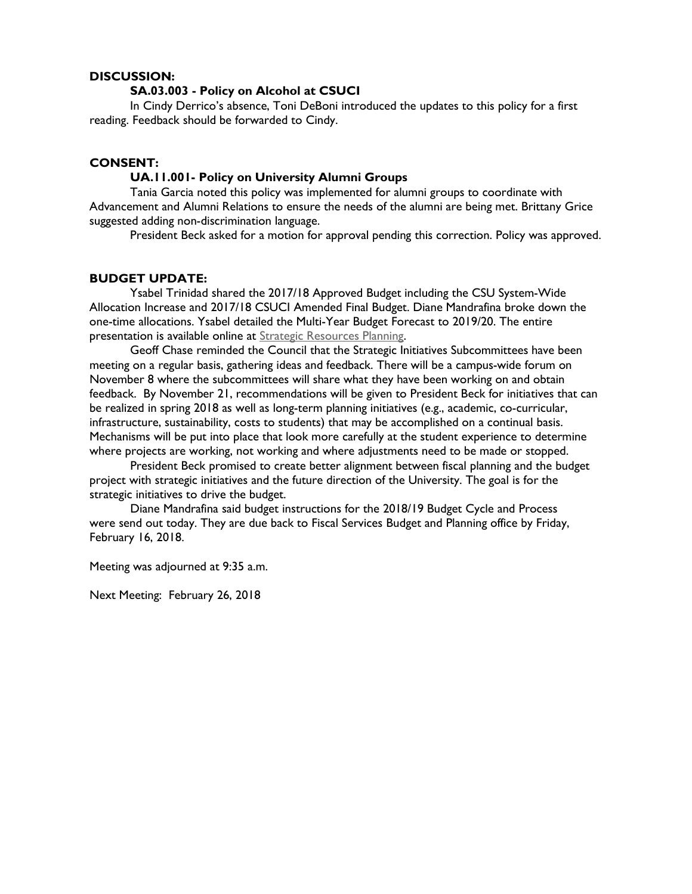**DISCUSSION:**

**SA.03.003 - Policy on Alcohol at CSUCI**

In Cindy Derrico's absence, Toni DeBoni introduced the updates to this policy for a first reading. Feedback should be forwarded to Cindy.

**CONSENT:**

**UA.11.001- Policy on University Alumni Groups**

Tania Garcia noted this policy was implemented for alumni groups to coordinate with Advancement and Alumni Relations to ensure the needs of the alumni are being met. Brittany Grice suggested adding non-discrimination language.

President Beck asked for a motion for approval pending this correction. Policy was approved.

**BUDGET UPDATE:**

Ysabel Trinidad shared the 2017/18 Approved Budget including the CSU System-Wide Allocation Increase and 2017/18 CSUCI Amended Final Budget. Diane Mandrafina broke down the one-time allocations. Ysabel detailed the Multi-Year Budget Forecast to 2019/20. The entire presentation is available online at Strategic Resources Planning.

Geoff Chase reminded the Council that the Strategic Initiatives Subcommittees have been meeting on a regular basis, gathering ideas and feedback. There will be a campus-wide forum on November 8 where the subcommittees will share what they have been working on and obtain feedback. By November 21, recommendations will be given to President Beck for initiatives that can be realized in spring 2018 as well as long-term planning initiatives (e.g., academic, co-curricular, infrastructure, sustainability, costs to students) that may be accomplished on a continual basis. Mechanisms will be put into place that look more carefully at the student experience to determine where projects are working, not working and where adjustments need to be made or stopped.

President Beck promised to create better alignment between fiscal planning and the budget project with strategic initiatives and the future direction of the University. The goal is for the strategic initiatives to drive the budget.

Diane Mandrafina said budget instructions for the 2018/19 Budget Cycle and Process were send out today. They are due back to Fiscal Services Budget and Planning office by Friday, February 16, 2018.

Meeting was adjourned at 9:35 a.m.

Next Meeting: February 26, 2018